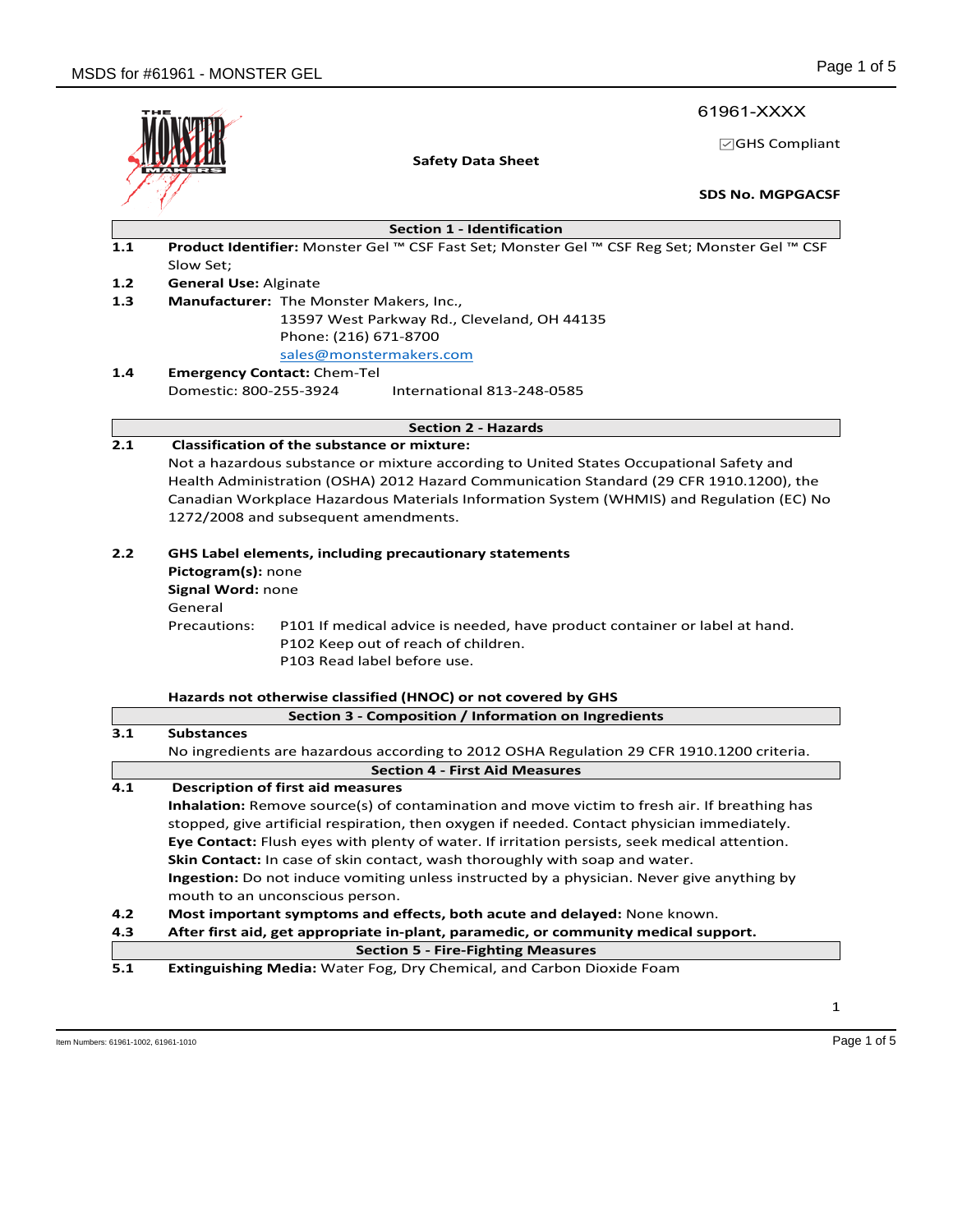61961-XXXX

☑GHS Compliant

**Safety Data Sheet**

**SDS No. MGPGACSF**

## Section 1 - Identification

**1.1** **Product Identifier:** Monster Gel ™ CSF Fast Set; Monster Gel ™ CSF Reg Set; Monster Gel ™ CSF Slow Set;

**1.2** **General Use:** Alginate

**1.3** **Manufacturer:** The Monster Makers, Inc.,
13597 West Parkway Rd., Cleveland, OH 44135
Phone: (216) 671-8700
sales@monstermakers.com

**1.4** **Emergency Contact:** Chem-Tel
Domestic: 800-255-3924 International 813-248-0585

## Section 2 - Hazards

**2.1** **Classification of the substance or mixture:**
Not a hazardous substance or mixture according to United States Occupational Safety and Health Administration (OSHA) 2012 Hazard Communication Standard (29 CFR 1910.1200), the Canadian Workplace Hazardous Materials Information System (WHMIS) and Regulation (EC) No 1272/2008 and subsequent amendments.

**2.2** **GHS Label elements, including precautionary statements**
**Pictogram(s):** none
**Signal Word:** none
General Precautions:
P101 If medical advice is needed, have product container or label at hand.
P102 Keep out of reach of children.
P103 Read label before use.

**Hazards not otherwise classified (HNOC) or not covered by GHS**

## Section 3 - Composition / Information on Ingredients

**3.1** **Substances**
No ingredients are hazardous according to 2012 OSHA Regulation 29 CFR 1910.1200 criteria.

## Section 4 - First Aid Measures

**4.1** **Description of first aid measures**
**Inhalation:** Remove source(s) of contamination and move victim to fresh air. If breathing has stopped, give artificial respiration, then oxygen if needed. Contact physician immediately.
**Eye Contact:** Flush eyes with plenty of water. If irritation persists, seek medical attention.
**Skin Contact:** In case of skin contact, wash thoroughly with soap and water.
**Ingestion:** Do not induce vomiting unless instructed by a physician. Never give anything by mouth to an unconscious person.

**4.2** **Most important symptoms and effects, both acute and delayed:** None known.

**4.3** **After first aid, get appropriate in-plant, paramedic, or community medical support.**

## Section 5 - Fire-Fighting Measures

**5.1** **Extinguishing Media:** Water Fog, Dry Chemical, and Carbon Dioxide Foam

Item Numbers: 61961-1002, 61961-1010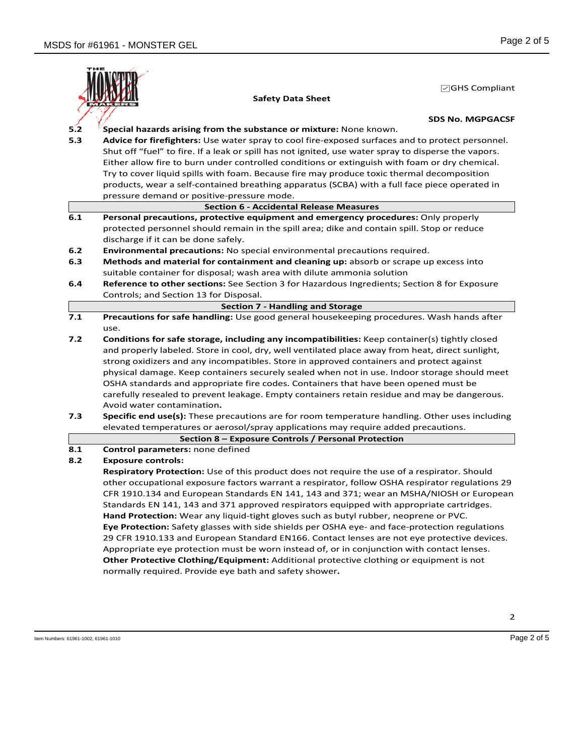☑GHS Compliant

**Safety Data Sheet**

**SDS No. MGPGACSF**

**5.2** **Special hazards arising from the substance or mixture:** None known.

**5.3** **Advice for firefighters:** Use water spray to cool fire-exposed surfaces and to protect personnel. Shut off "fuel" to fire. If a leak or spill has not ignited, use water spray to disperse the vapors. Either allow fire to burn under controlled conditions or extinguish with foam or dry chemical. Try to cover liquid spills with foam. Because fire may produce toxic thermal decomposition products, wear a self-contained breathing apparatus (SCBA) with a full face piece operated in pressure demand or positive-pressure mode.

## Section 6 - Accidental Release Measures

**6.1** **Personal precautions, protective equipment and emergency procedures:** Only properly protected personnel should remain in the spill area; dike and contain spill. Stop or reduce discharge if it can be done safely.

**6.2** **Environmental precautions:** No special environmental precautions required.

**6.3** **Methods and material for containment and cleaning up:** absorb or scrape up excess into suitable container for disposal; wash area with dilute ammonia solution

**6.4** **Reference to other sections:** See Section 3 for Hazardous Ingredients; Section 8 for Exposure Controls; and Section 13 for Disposal.

## Section 7 - Handling and Storage

**7.1** **Precautions for safe handling:** Use good general housekeeping procedures. Wash hands after use.

**7.2** **Conditions for safe storage, including any incompatibilities:** Keep container(s) tightly closed and properly labeled. Store in cool, dry, well ventilated place away from heat, direct sunlight, strong oxidizers and any incompatibles. Store in approved containers and protect against physical damage. Keep containers securely sealed when not in use. Indoor storage should meet OSHA standards and appropriate fire codes. Containers that have been opened must be carefully resealed to prevent leakage. Empty containers retain residue and may be dangerous. Avoid water contamination**.**

**7.3** **Specific end use(s):** These precautions are for room temperature handling. Other uses including elevated temperatures or aerosol/spray applications may require added precautions.

## Section 8 – Exposure Controls / Personal Protection

**8.1** **Control parameters:** none defined

**8.2** **Exposure controls:**

**Respiratory Protection:** Use of this product does not require the use of a respirator. Should other occupational exposure factors warrant a respirator, follow OSHA respirator regulations 29 CFR 1910.134 and European Standards EN 141, 143 and 371; wear an MSHA/NIOSH or European Standards EN 141, 143 and 371 approved respirators equipped with appropriate cartridges.

**Hand Protection:** Wear any liquid-tight gloves such as butyl rubber, neoprene or PVC.

**Eye Protection:** Safety glasses with side shields per OSHA eye- and face-protection regulations 29 CFR 1910.133 and European Standard EN166. Contact lenses are not eye protective devices. Appropriate eye protection must be worn instead of, or in conjunction with contact lenses.

**Other Protective Clothing/Equipment:** Additional protective clothing or equipment is not normally required. Provide eye bath and safety shower**.**

Item Numbers: 61961-1002, 61961-1010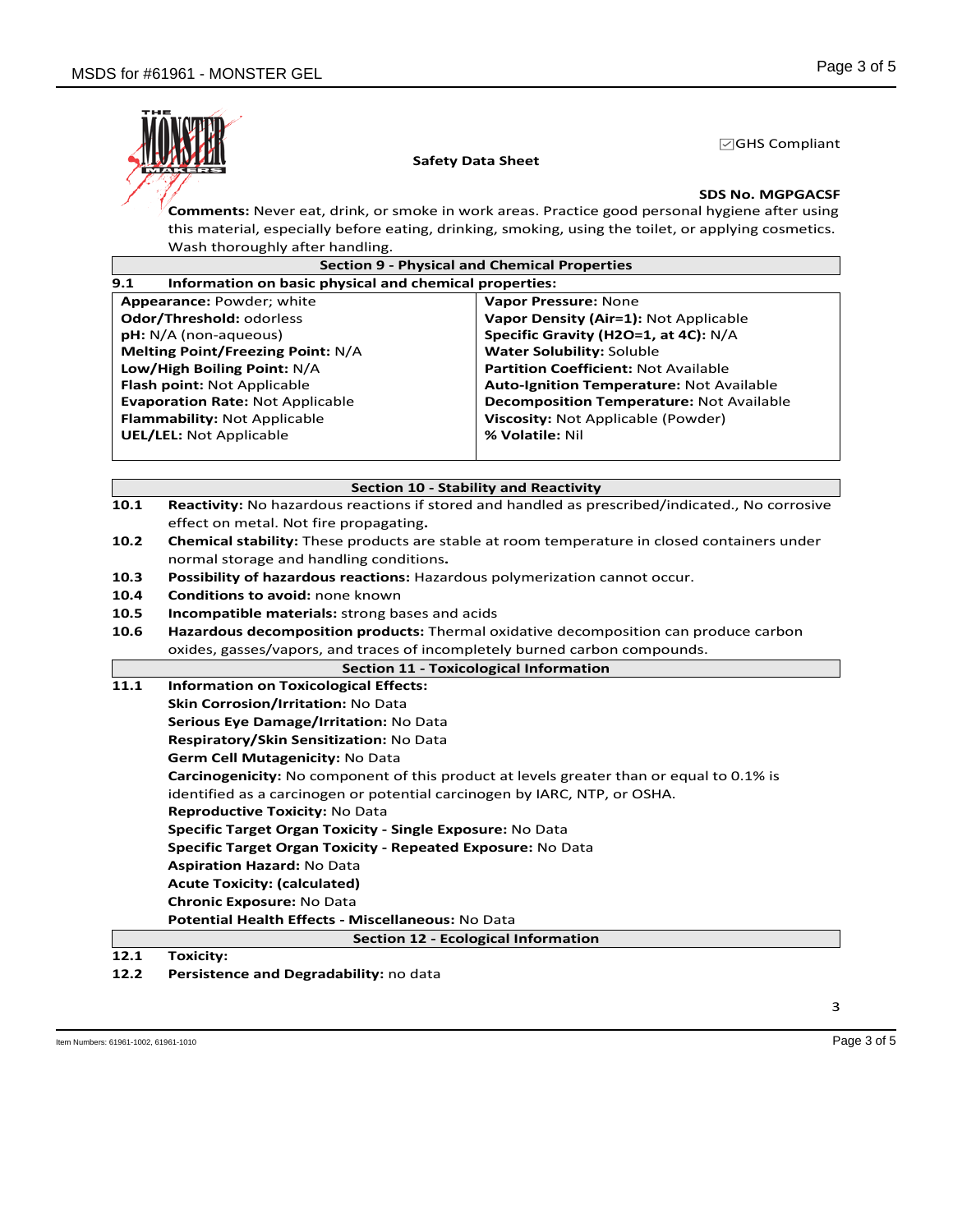☑GHS Compliant

**Safety Data Sheet**

**SDS No. MGPGACSF**

**Comments:** Never eat, drink, or smoke in work areas. Practice good personal hygiene after using this material, especially before eating, drinking, smoking, using the toilet, or applying cosmetics. Wash thoroughly after handling.

## Section 9 - Physical and Chemical Properties

**9.1 Information on basic physical and chemical properties:**

| | |
|---|---|
| **Appearance:** Powder; white | **Vapor Pressure:** None |
| **Odor/Threshold:** odorless | **Vapor Density (Air=1):** Not Applicable |
| **pH:** N/A (non-aqueous) | **Specific Gravity (H2O=1, at 4C):** N/A |
| **Melting Point/Freezing Point:** N/A | **Water Solubility:** Soluble |
| **Low/High Boiling Point:** N/A | **Partition Coefficient:** Not Available |
| **Flash point:** Not Applicable | **Auto-Ignition Temperature:** Not Available |
| **Evaporation Rate:** Not Applicable | **Decomposition Temperature:** Not Available |
| **Flammability:** Not Applicable | **Viscosity:** Not Applicable (Powder) |
| **UEL/LEL:** Not Applicable | **% Volatile:** Nil |

## Section 10 - Stability and Reactivity

**10.1** **Reactivity:** No hazardous reactions if stored and handled as prescribed/indicated., No corrosive effect on metal. Not fire propagating**.**

**10.2** **Chemical stability:** These products are stable at room temperature in closed containers under normal storage and handling conditions**.**

**10.3** **Possibility of hazardous reactions:** Hazardous polymerization cannot occur.

**10.4** **Conditions to avoid:** none known

**10.5** **Incompatible materials:** strong bases and acids

**10.6** **Hazardous decomposition products:** Thermal oxidative decomposition can produce carbon oxides, gasses/vapors, and traces of incompletely burned carbon compounds.

## Section 11 - Toxicological Information

**11.1** **Information on Toxicological Effects:**

**Skin Corrosion/Irritation:** No Data
**Serious Eye Damage/Irritation:** No Data
**Respiratory/Skin Sensitization:** No Data
**Germ Cell Mutagenicity:** No Data
**Carcinogenicity:** No component of this product at levels greater than or equal to 0.1% is identified as a carcinogen or potential carcinogen by IARC, NTP, or OSHA.
**Reproductive Toxicity:** No Data
**Specific Target Organ Toxicity - Single Exposure:** No Data
**Specific Target Organ Toxicity - Repeated Exposure:** No Data
**Aspiration Hazard:** No Data
**Acute Toxicity: (calculated)**
**Chronic Exposure:** No Data
**Potential Health Effects - Miscellaneous:** No Data

## Section 12 - Ecological Information

**12.1** **Toxicity:**

**12.2** **Persistence and Degradability:** no data

Item Numbers: 61961-1002, 61961-1010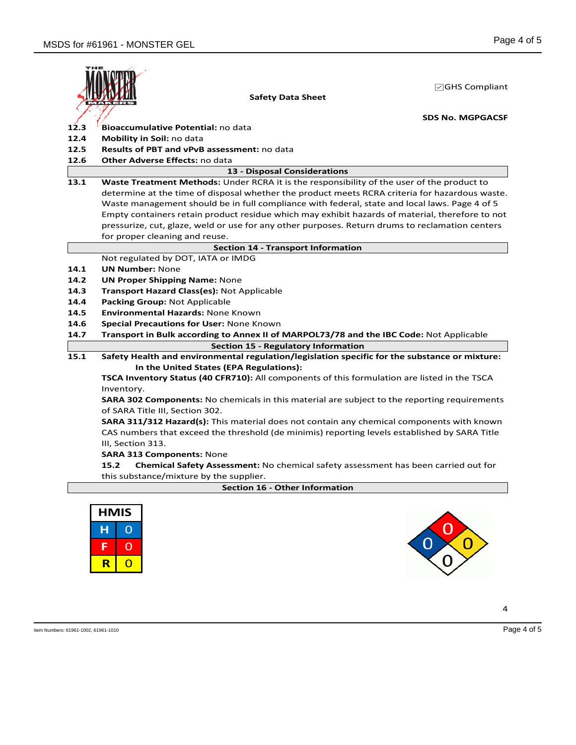☑GHS Compliant

**Safety Data Sheet**

**SDS No. MGPGACSF**

**12.3 Bioaccumulative Potential:** no data

**12.4 Mobility in Soil:** no data

**12.5 Results of PBT and vPvB assessment:** no data

**12.6 Other Adverse Effects:** no data

## 13 - Disposal Considerations

**13.1 Waste Treatment Methods:** Under RCRA it is the responsibility of the user of the product to determine at the time of disposal whether the product meets RCRA criteria for hazardous waste. Waste management should be in full compliance with federal, state and local laws. Page 4 of 5 Empty containers retain product residue which may exhibit hazards of material, therefore to not pressurize, cut, glaze, weld or use for any other purposes. Return drums to reclamation centers for proper cleaning and reuse.

## Section 14 - Transport Information

Not regulated by DOT, IATA or IMDG

**14.1 UN Number:** None

**14.2 UN Proper Shipping Name:** None

**14.3 Transport Hazard Class(es):** Not Applicable

**14.4 Packing Group:** Not Applicable

**14.5 Environmental Hazards:** None Known

**14.6 Special Precautions for User:** None Known

**14.7 Transport in Bulk according to Annex II of MARPOL73/78 and the IBC Code:** Not Applicable

## Section 15 - Regulatory Information

**15.1 Safety Health and environmental regulation/legislation specific for the substance or mixture:**

**In the United States (EPA Regulations):**

**TSCA Inventory Status (40 CFR710):** All components of this formulation are listed in the TSCA Inventory.

**SARA 302 Components:** No chemicals in this material are subject to the reporting requirements of SARA Title III, Section 302.

**SARA 311/312 Hazard(s):** This material does not contain any chemical components with known CAS numbers that exceed the threshold (de minimis) reporting levels established by SARA Title III, Section 313.

**SARA 313 Components:** None

**15.2 Chemical Safety Assessment:** No chemical safety assessment has been carried out for this substance/mixture by the supplier.

## Section 16 - Other Information

| HMIS | |
|---|---|
| H | 0 |
| F | 0 |
| R | 0 |

NFPA: Health 0, Flammability 0, Reactivity 0, Special 0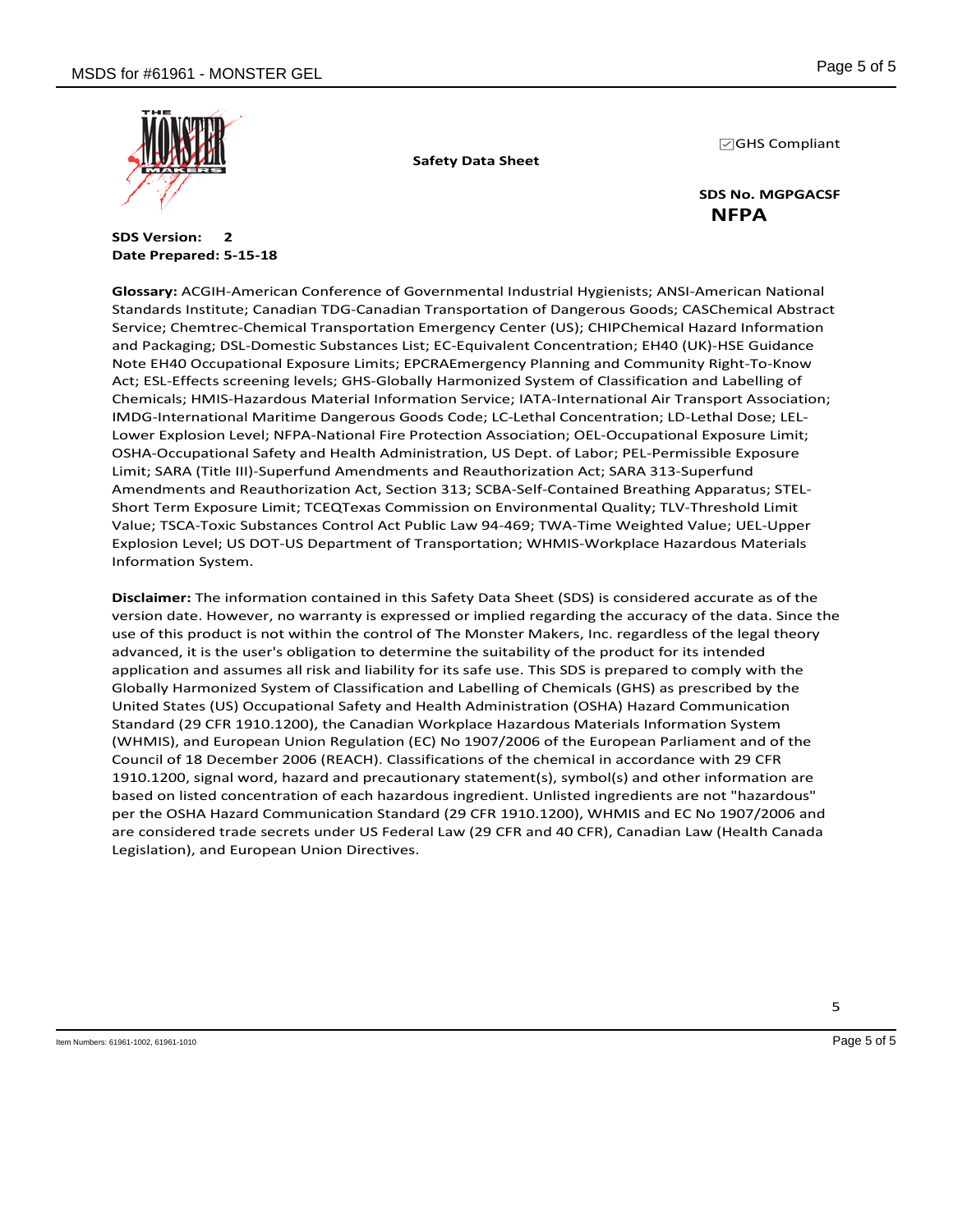Safety Data Sheet

☑GHS Compliant

**SDS No. MGPGACSF**

**NFPA**

**SDS Version: 2**
**Date Prepared: 5-15-18**

**Glossary:** ACGIH-American Conference of Governmental Industrial Hygienists; ANSI-American National Standards Institute; Canadian TDG-Canadian Transportation of Dangerous Goods; CASChemical Abstract Service; Chemtrec-Chemical Transportation Emergency Center (US); CHIPChemical Hazard Information and Packaging; DSL-Domestic Substances List; EC-Equivalent Concentration; EH40 (UK)-HSE Guidance Note EH40 Occupational Exposure Limits; EPCRAEmergency Planning and Community Right-To-Know Act; ESL-Effects screening levels; GHS-Globally Harmonized System of Classification and Labelling of Chemicals; HMIS-Hazardous Material Information Service; IATA-International Air Transport Association; IMDG-International Maritime Dangerous Goods Code; LC-Lethal Concentration; LD-Lethal Dose; LEL-Lower Explosion Level; NFPA-National Fire Protection Association; OEL-Occupational Exposure Limit; OSHA-Occupational Safety and Health Administration, US Dept. of Labor; PEL-Permissible Exposure Limit; SARA (Title III)-Superfund Amendments and Reauthorization Act; SARA 313-Superfund Amendments and Reauthorization Act, Section 313; SCBA-Self-Contained Breathing Apparatus; STEL-Short Term Exposure Limit; TCEQTexas Commission on Environmental Quality; TLV-Threshold Limit Value; TSCA-Toxic Substances Control Act Public Law 94-469; TWA-Time Weighted Value; UEL-Upper Explosion Level; US DOT-US Department of Transportation; WHMIS-Workplace Hazardous Materials Information System.

**Disclaimer:** The information contained in this Safety Data Sheet (SDS) is considered accurate as of the version date. However, no warranty is expressed or implied regarding the accuracy of the data. Since the use of this product is not within the control of The Monster Makers, Inc. regardless of the legal theory advanced, it is the user's obligation to determine the suitability of the product for its intended application and assumes all risk and liability for its safe use. This SDS is prepared to comply with the Globally Harmonized System of Classification and Labelling of Chemicals (GHS) as prescribed by the United States (US) Occupational Safety and Health Administration (OSHA) Hazard Communication Standard (29 CFR 1910.1200), the Canadian Workplace Hazardous Materials Information System (WHMIS), and European Union Regulation (EC) No 1907/2006 of the European Parliament and of the Council of 18 December 2006 (REACH). Classifications of the chemical in accordance with 29 CFR 1910.1200, signal word, hazard and precautionary statement(s), symbol(s) and other information are based on listed concentration of each hazardous ingredient. Unlisted ingredients are not "hazardous" per the OSHA Hazard Communication Standard (29 CFR 1910.1200), WHMIS and EC No 1907/2006 and are considered trade secrets under US Federal Law (29 CFR and 40 CFR), Canadian Law (Health Canada Legislation), and European Union Directives.

Item Numbers: 61961-1002, 61961-1010